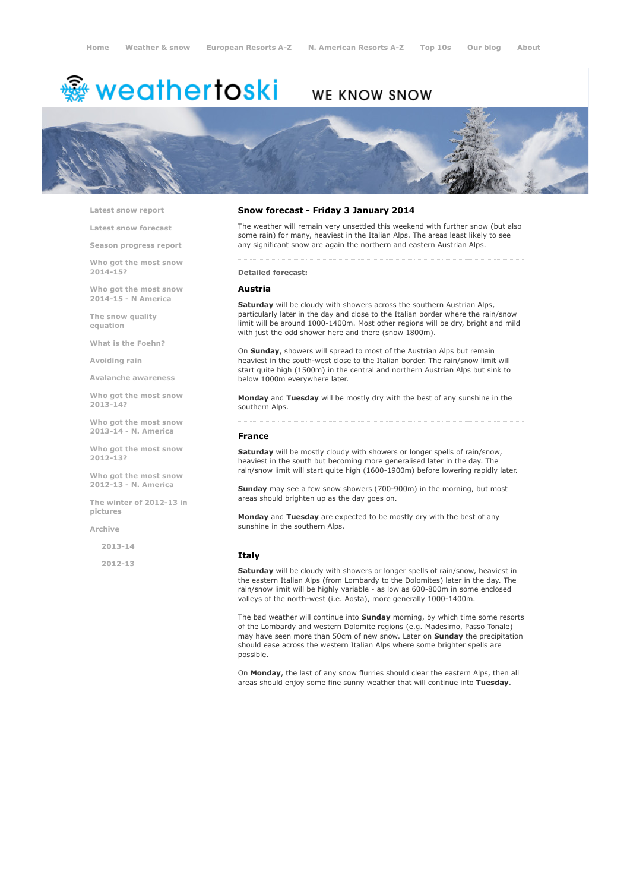Home   Weather & snow   European Resorts A-Z   N. American Resorts A-Z   Top 10s   Our blog   About

weathertoski WE KNOW SNOW

- Latest snow report
- Latest snow forecast
- Season progress report
- Who got the most snow 2014-15?
- Who got the most snow 2014-15 - N America
- The snow quality equation
- What is the Foehn?
- Avoiding rain
- Avalanche awareness
- Who got the most snow 2013-14?
- Who got the most snow 2013-14 - N. America
- Who got the most snow 2012-13?
- Who got the most snow 2012-13 - N. America
- The winter of 2012-13 in pictures
- Archive
  - 2013-14
  - 2012-13

# Snow forecast - Friday 3 January 2014

The weather will remain very unsettled this weekend with further snow (but also some rain) for many, heaviest in the Italian Alps. The areas least likely to see any significant snow are again the northern and eastern Austrian Alps.

**Detailed forecast:**

## Austria

**Saturday** will be cloudy with showers across the southern Austrian Alps, particularly later in the day and close to the Italian border where the rain/snow limit will be around 1000-1400m. Most other regions will be dry, bright and mild with just the odd shower here and there (snow 1800m).

On **Sunday**, showers will spread to most of the Austrian Alps but remain heaviest in the south-west close to the Italian border. The rain/snow limit will start quite high (1500m) in the central and northern Austrian Alps but sink to below 1000m everywhere later.

**Monday** and **Tuesday** will be mostly dry with the best of any sunshine in the southern Alps.

## France

**Saturday** will be mostly cloudy with showers or longer spells of rain/snow, heaviest in the south but becoming more generalised later in the day. The rain/snow limit will start quite high (1600-1900m) before lowering rapidly later.

**Sunday** may see a few snow showers (700-900m) in the morning, but most areas should brighten up as the day goes on.

**Monday** and **Tuesday** are expected to be mostly dry with the best of any sunshine in the southern Alps.

## Italy

**Saturday** will be cloudy with showers or longer spells of rain/snow, heaviest in the eastern Italian Alps (from Lombardy to the Dolomites) later in the day. The rain/snow limit will be highly variable - as low as 600-800m in some enclosed valleys of the north-west (i.e. Aosta), more generally 1000-1400m.

The bad weather will continue into **Sunday** morning, by which time some resorts of the Lombardy and western Dolomite regions (e.g. Madesimo, Passo Tonale) may have seen more than 50cm of new snow. Later on **Sunday** the precipitation should ease across the western Italian Alps where some brighter spells are possible.

On **Monday**, the last of any snow flurries should clear the eastern Alps, then all areas should enjoy some fine sunny weather that will continue into **Tuesday**.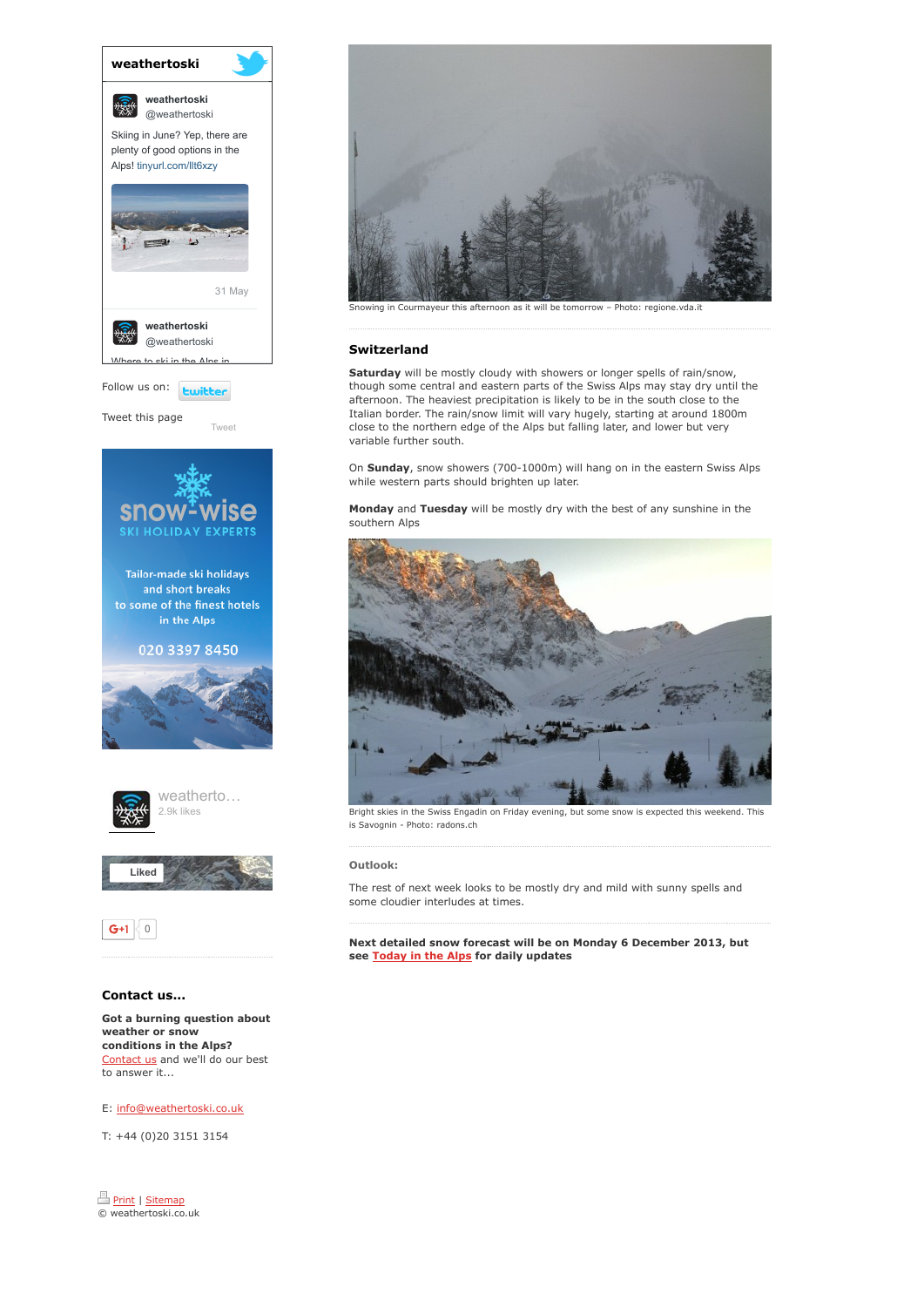Snowing in Courmayeur this afternoon as it will be tomorrow – Photo: regione.vda.it

## Switzerland

**Saturday** will be mostly cloudy with showers or longer spells of rain/snow, though some central and eastern parts of the Swiss Alps may stay dry until the afternoon. The heaviest precipitation is likely to be in the south close to the Italian border. The rain/snow limit will vary hugely, starting at around 1800m close to the northern edge of the Alps but falling later, and lower but very variable further south.

On **Sunday**, snow showers (700-1000m) will hang on in the eastern Swiss Alps while western parts should brighten up later.

**Monday** and **Tuesday** will be mostly dry with the best of any sunshine in the southern Alps

Bright skies in the Swiss Engadin on Friday evening, but some snow is expected this weekend. This is Savognin - Photo: radons.ch

**Outlook:**

The rest of next week looks to be mostly dry and mild with sunny spells and some cloudier interludes at times.

**Next detailed snow forecast will be on Monday 6 December 2013, but see Today in the Alps for daily updates**

weathertoski

weathertoski @weathertoski

Skiing in June? Yep, there are plenty of good options in the Alps! tinyurl.com/llt6xzy

31 May

weathertoski @weathertoski

Where to ski in the Alps in...

Follow us on: twitter

Tweet this page

Tweet

snow-wise SKI HOLIDAY EXPERTS

Tailor-made ski holidays and short breaks to some of the finest hotels in the Alps

020 3397 8450

weatherto...
2.9k likes

Liked

G+1 0

### Contact us...

**Got a burning question about weather or snow conditions in the Alps?**
Contact us and we'll do our best to answer it...

E: info@weathertoski.co.uk

T: +44 (0)20 3151 3154

Print | Sitemap
© weathertoski.co.uk